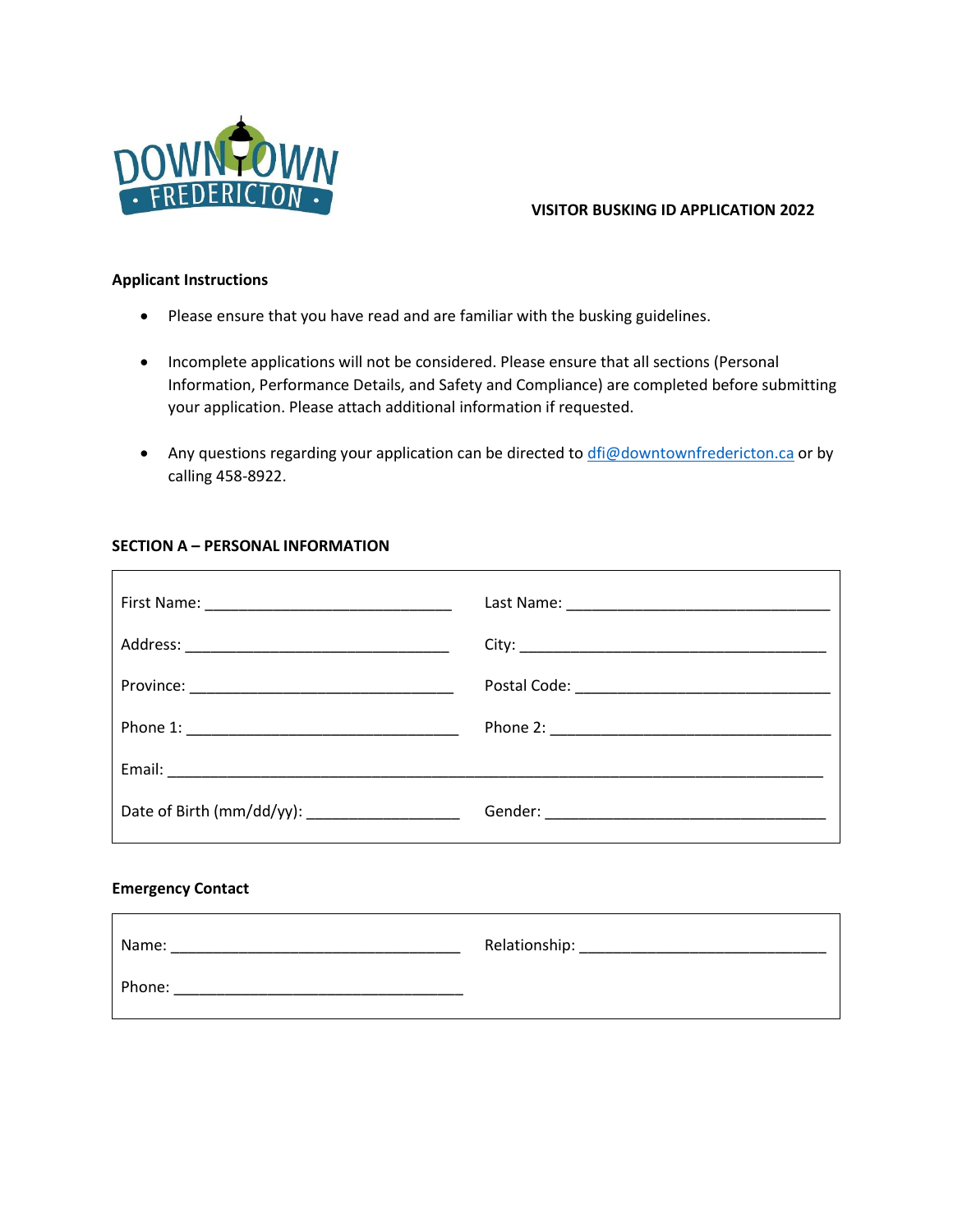DOWNTOWN FREDERICTON

# VISITOR BUSKING ID APPLICATION 2022

**Applicant Instructions**

- Please ensure that you have read and are familiar with the busking guidelines.
- Incomplete applications will not be considered. Please ensure that all sections (Personal Information, Performance Details, and Safety and Compliance) are completed before submitting your application. Please attach additional information if requested.
- Any questions regarding your application can be directed to dfi@downtownfredericton.ca or by calling 458-8922.

## SECTION A – PERSONAL INFORMATION

| | |
|---|---|
| First Name: ______________________________ | Last Name: ________________________________ |
| Address: ________________________________ | City: ______________________________________ |
| Province: ________________________________ | Postal Code: ________________________________ |
| Phone 1: _________________________________ | Phone 2: ___________________________________ |
| Email: ______________________________________________________________________________ | |
| Date of Birth (mm/dd/yy): ___________________ | Gender: ____________________________________ |

**Emergency Contact**

| | |
|---|---|
| Name: __________________________________ | Relationship: ______________________________ |
| Phone: __________________________________ | |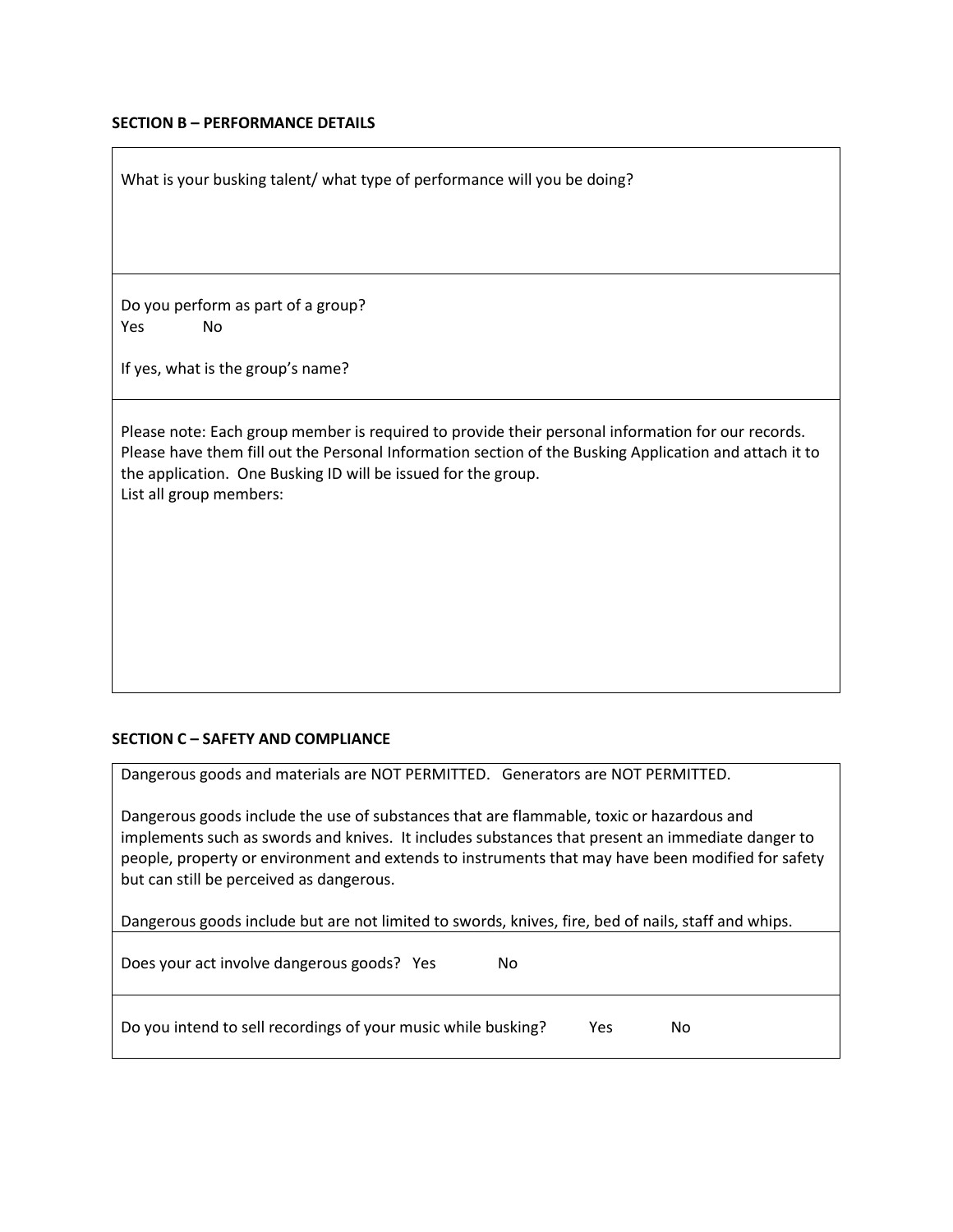**SECTION B – PERFORMANCE DETAILS**

What is your busking talent/ what type of performance will you be doing?

Do you perform as part of a group?
Yes No

If yes, what is the group's name?

Please note: Each group member is required to provide their personal information for our records. Please have them fill out the Personal Information section of the Busking Application and attach it to the application. One Busking ID will be issued for the group.
List all group members:

**SECTION C – SAFETY AND COMPLIANCE**

Dangerous goods and materials are NOT PERMITTED. Generators are NOT PERMITTED.

Dangerous goods include the use of substances that are flammable, toxic or hazardous and implements such as swords and knives. It includes substances that present an immediate danger to people, property or environment and extends to instruments that may have been modified for safety but can still be perceived as dangerous.

Dangerous goods include but are not limited to swords, knives, fire, bed of nails, staff and whips.

Does your act involve dangerous goods? Yes No

Do you intend to sell recordings of your music while busking? Yes No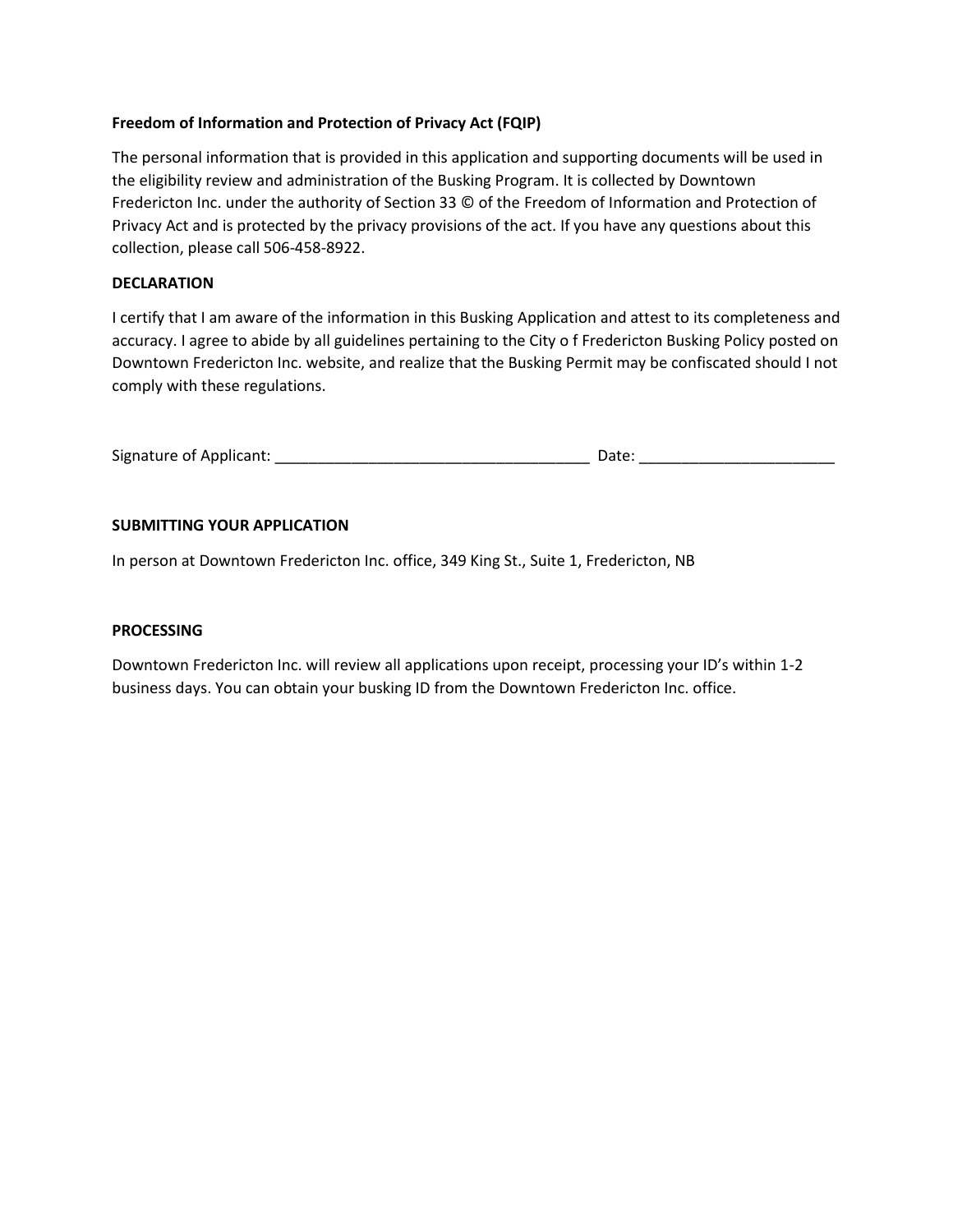**Freedom of Information and Protection of Privacy Act (FQIP)**

The personal information that is provided in this application and supporting documents will be used in the eligibility review and administration of the Busking Program. It is collected by Downtown Fredericton Inc. under the authority of Section 33 © of the Freedom of Information and Protection of Privacy Act and is protected by the privacy provisions of the act. If you have any questions about this collection, please call 506-458-8922.

**DECLARATION**

I certify that I am aware of the information in this Busking Application and attest to its completeness and accuracy. I agree to abide by all guidelines pertaining to the City o f Fredericton Busking Policy posted on Downtown Fredericton Inc. website, and realize that the Busking Permit may be confiscated should I not comply with these regulations.

Signature of Applicant: _____________________________________ Date: _______________________

**SUBMITTING YOUR APPLICATION**

In person at Downtown Fredericton Inc. office, 349 King St., Suite 1, Fredericton, NB

**PROCESSING**

Downtown Fredericton Inc. will review all applications upon receipt, processing your ID's within 1-2 business days. You can obtain your busking ID from the Downtown Fredericton Inc. office.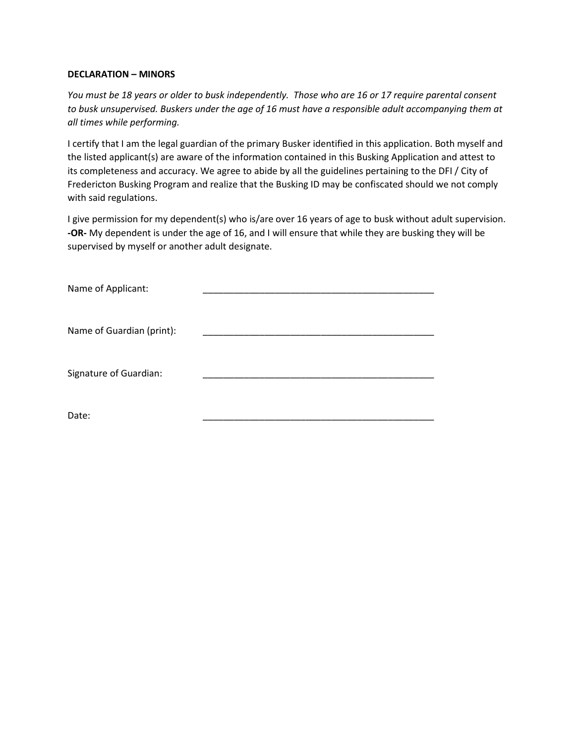**DECLARATION – MINORS**

*You must be 18 years or older to busk independently. Those who are 16 or 17 require parental consent to busk unsupervised. Buskers under the age of 16 must have a responsible adult accompanying them at all times while performing.*

I certify that I am the legal guardian of the primary Busker identified in this application. Both myself and the listed applicant(s) are aware of the information contained in this Busking Application and attest to its completeness and accuracy. We agree to abide by all the guidelines pertaining to the DFI / City of Fredericton Busking Program and realize that the Busking ID may be confiscated should we not comply with said regulations.

I give permission for my dependent(s) who is/are over 16 years of age to busk without adult supervision. **-OR-** My dependent is under the age of 16, and I will ensure that while they are busking they will be supervised by myself or another adult designate.

Name of Applicant: _______________________________________________

Name of Guardian (print): _______________________________________________

Signature of Guardian: _______________________________________________

Date: _______________________________________________